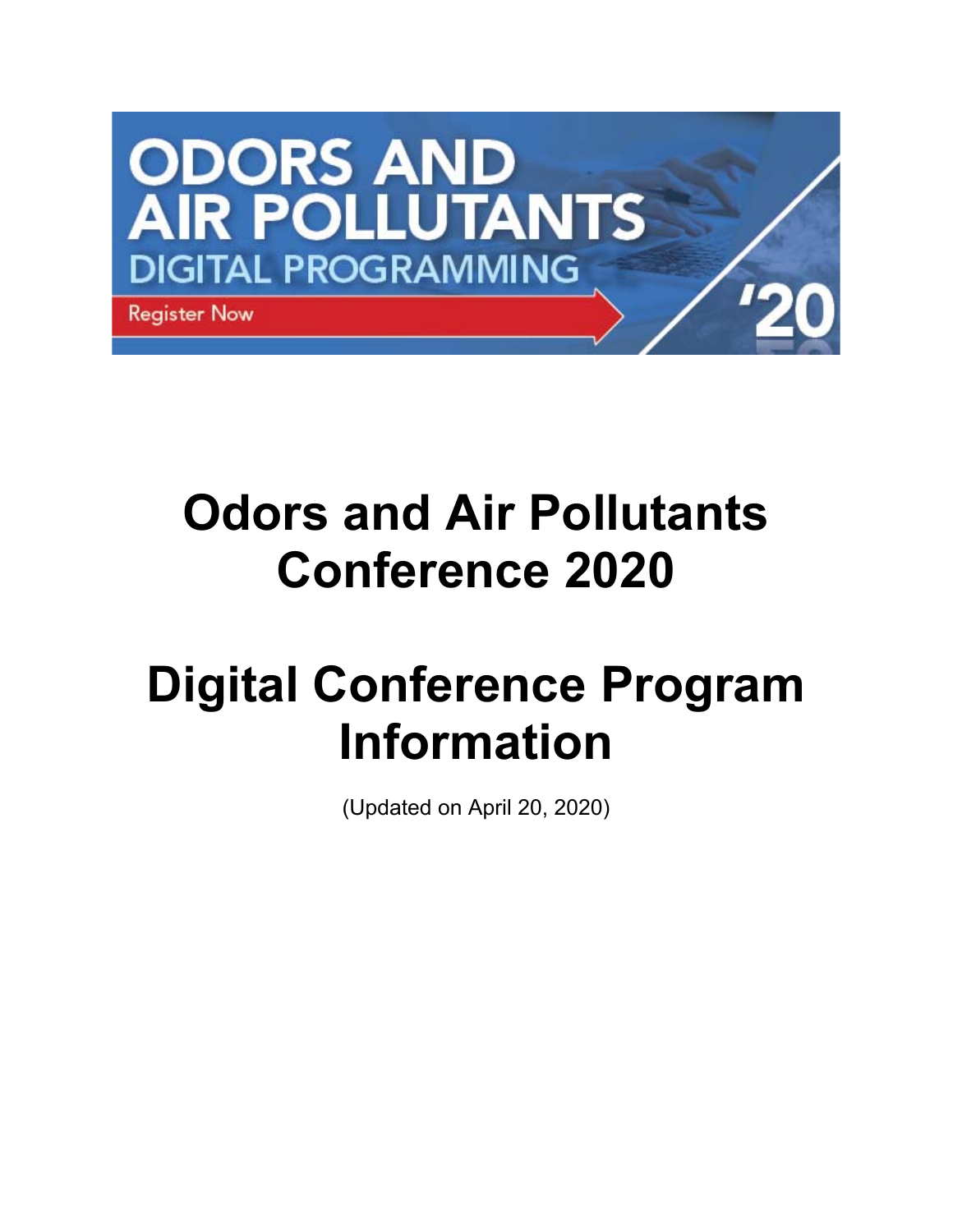# Odors and Air Pollutants Conference 2020

# Digital Conference Program Information

(Updated on April 20, 2020)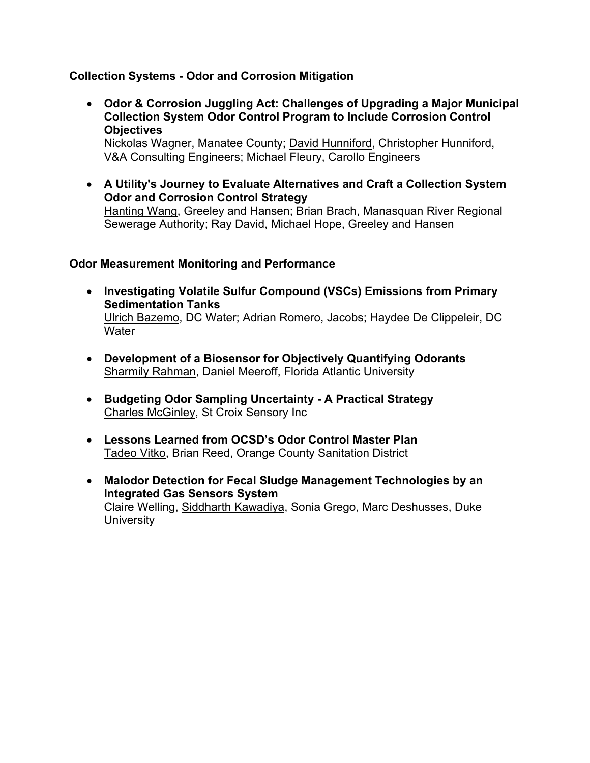### Collection Systems - Odor and Corrosion Mitigation

- **Odor & Corrosion Juggling Act: Challenges of Upgrading a Major Municipal Collection System Odor Control Program to Include Corrosion Control Objectives**
  Nickolas Wagner, Manatee County; David Hunniford, Christopher Hunniford, V&A Consulting Engineers; Michael Fleury, Carollo Engineers

- **A Utility's Journey to Evaluate Alternatives and Craft a Collection System Odor and Corrosion Control Strategy**
  Hanting Wang, Greeley and Hansen; Brian Brach, Manasquan River Regional Sewerage Authority; Ray David, Michael Hope, Greeley and Hansen

### Odor Measurement Monitoring and Performance

- **Investigating Volatile Sulfur Compound (VSCs) Emissions from Primary Sedimentation Tanks**
  Ulrich Bazemo, DC Water; Adrian Romero, Jacobs; Haydee De Clippeleir, DC Water

- **Development of a Biosensor for Objectively Quantifying Odorants**
  Sharmily Rahman, Daniel Meeroff, Florida Atlantic University

- **Budgeting Odor Sampling Uncertainty - A Practical Strategy**
  Charles McGinley, St Croix Sensory Inc

- **Lessons Learned from OCSD's Odor Control Master Plan**
  Tadeo Vitko, Brian Reed, Orange County Sanitation District

- **Malodor Detection for Fecal Sludge Management Technologies by an Integrated Gas Sensors System**
  Claire Welling, Siddharth Kawadiya, Sonia Grego, Marc Deshusses, Duke University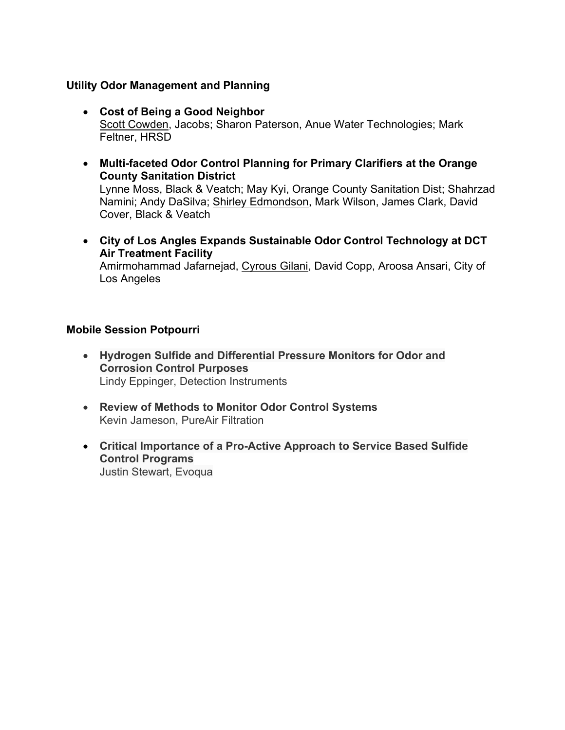**Utility Odor Management and Planning**

- **Cost of Being a Good Neighbor**
  Scott Cowden, Jacobs; Sharon Paterson, Anue Water Technologies; Mark Feltner, HRSD

- **Multi-faceted Odor Control Planning for Primary Clarifiers at the Orange County Sanitation District**
  Lynne Moss, Black & Veatch; May Kyi, Orange County Sanitation Dist; Shahrzad Namini; Andy DaSilva; Shirley Edmondson, Mark Wilson, James Clark, David Cover, Black & Veatch

- **City of Los Angles Expands Sustainable Odor Control Technology at DCT Air Treatment Facility**
  Amirmohammad Jafarnejad, Cyrous Gilani, David Copp, Aroosa Ansari, City of Los Angeles

**Mobile Session Potpourri**

- **Hydrogen Sulfide and Differential Pressure Monitors for Odor and Corrosion Control Purposes**
  Lindy Eppinger, Detection Instruments

- **Review of Methods to Monitor Odor Control Systems**
  Kevin Jameson, PureAir Filtration

- **Critical Importance of a Pro-Active Approach to Service Based Sulfide Control Programs**
  Justin Stewart, Evoqua